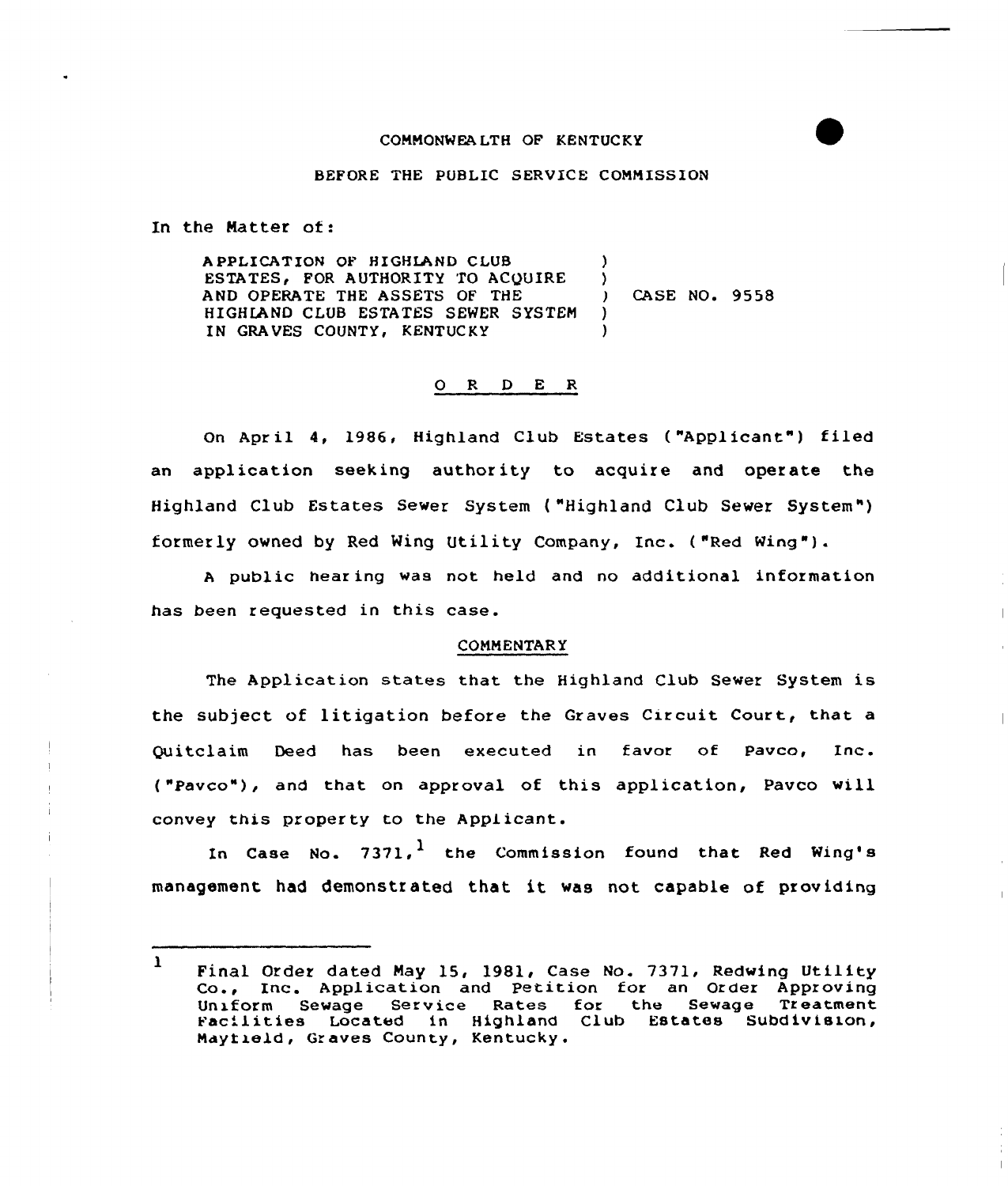COMMONWEALTH OF KENTUCKY

BEFORE THE PUBLIC SERVICE COMMISSION

In the Matter of:

| | | |
|---|---|---|
| APPLICATION OF HIGHLAND CLUB ESTATES, FOR AUTHORITY TO ACQUIRE AND OPERATE THE ASSETS OF THE HIGHLAND CLUB ESTATES SEWER SYSTEM IN GRAVES COUNTY, KENTUCKY | ) | CASE NO. 9558 |

## O R D E R

On April 4, 1986, Highland Club Estates ("Applicant") filed an application seeking authority to acquire and operate the Highland Club Estates Sewer System ("Highland Club Sewer System") formerly owned by Red Wing Utility Company, Inc. ("Red Wing").

A public hearing was not held and no additional information has been requested in this case.

### COMMENTARY

The Application states that the Highland Club Sewer System is the subject of litigation before the Graves Circuit Court, that a Quitclaim Deed has been executed in favor of Pavco, Inc. ("Pavco"), and that on approval of this application, Pavco will convey this property to the Applicant.

In Case No. 7371,[1] the Commission found that Red Wing's management had demonstrated that it was not capable of providing

---

[1] Final Order dated May 15, 1981, Case No. 7371, Redwing Utility Co., Inc. Application and Petition for an Order Approving Uniform Sewage Service Rates for the Sewage Treatment Facilities Located in Highland Club Estates Subdivision, Mayfield, Graves County, Kentucky.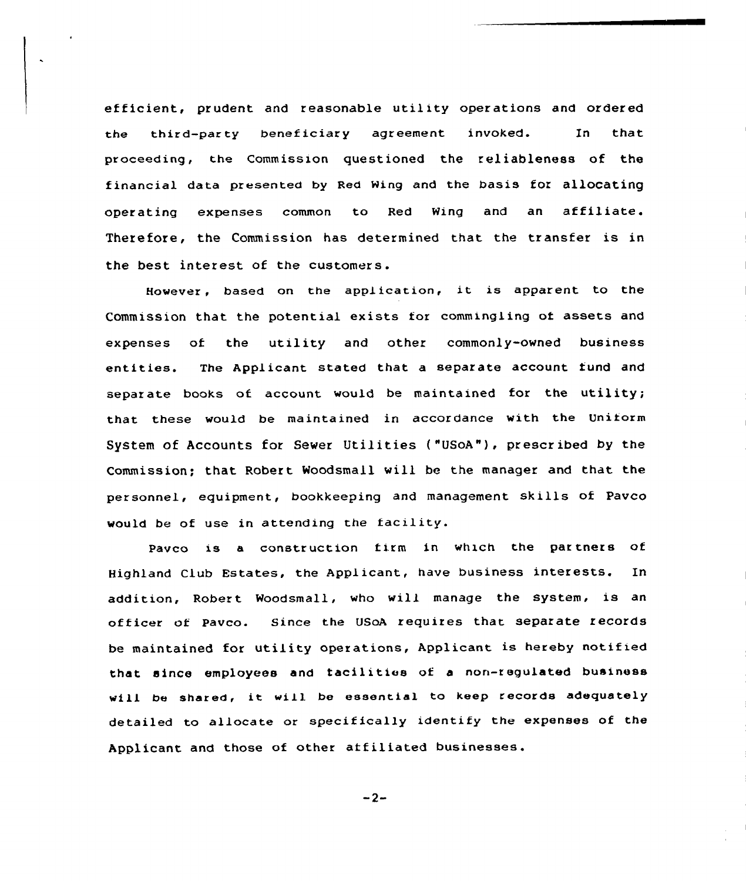efficient, prudent and reasonable utility operations and ordered the third-party beneficiary agreement invoked. In that proceeding, the Commission questioned the reliableness of the financial data presented by Red Wing and the basis for allocating operating expenses common to Red Wing and an affiliate. Therefore, the Commission has determined that the transfer is in the best interest of the customers.

However, based on the application, it is apparent to the Commission that the potential exists for commingling of assets and expenses of the utility and other commonly-owned business entities. The Applicant stated that a separate account fund and separate books of account would be maintained for the utility; that these would be maintained in accordance with the Uniform System of Accounts for Sewer Utilities ("USoA"), prescribed by the Commission; that Robert Woodsmall will be the manager and that the personnel, equipment, bookkeeping and management skills of Pavco would be of use in attending the facility.

Pavco is a construction firm in which the partners of Highland Club Estates, the Applicant, have business interests. In addition, Robert Woodsmall, who will manage the system, is an officer of Pavco. Since the USoA requires that separate records be maintained for utility operations, Applicant is hereby notified that since employees and facilities of a non-regulated business will be shared, it will be essential to keep records adequately detailed to allocate or specifically identify the expenses of the Applicant and those of other affiliated businesses.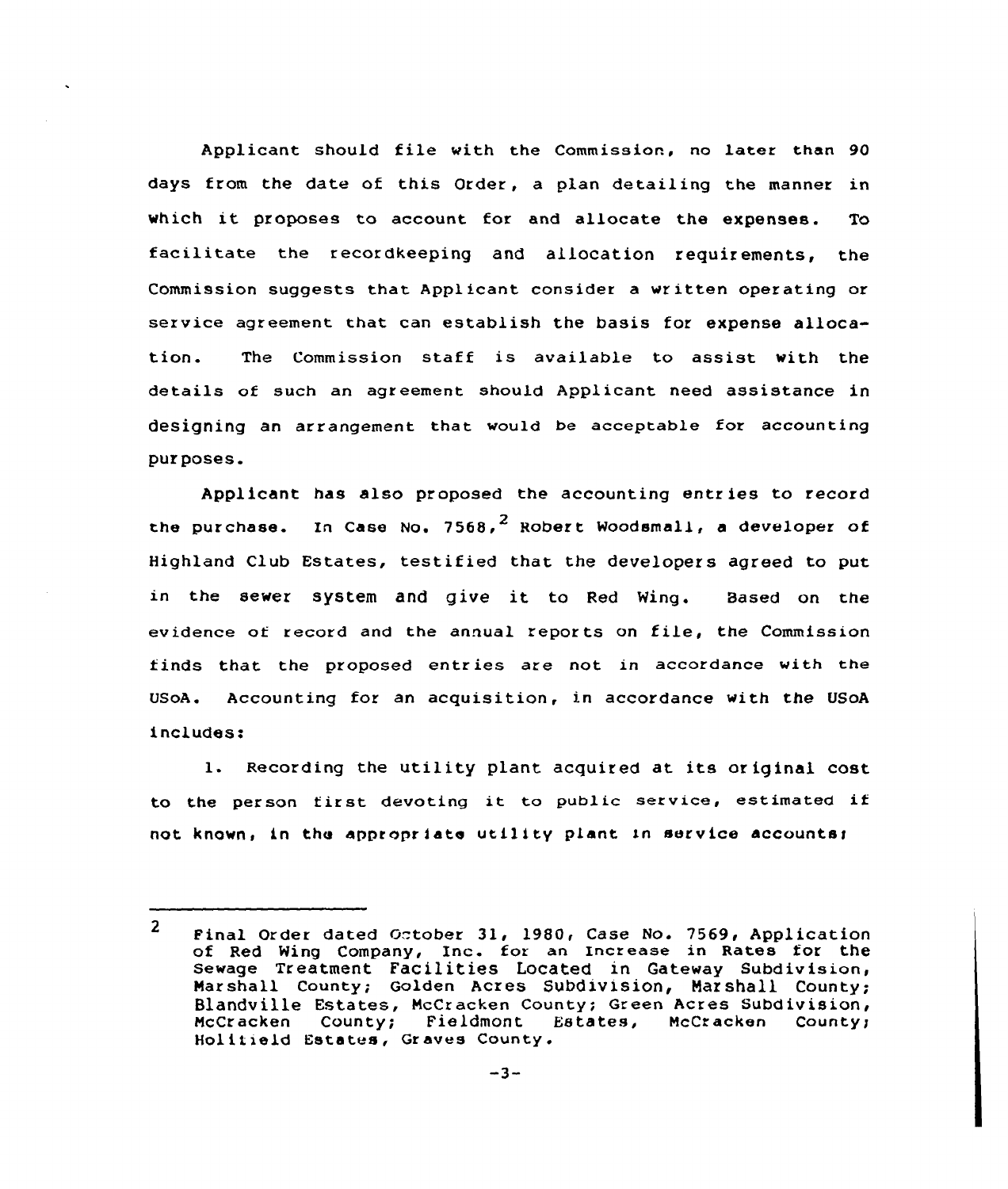Applicant should file with the Commission, no later than 90 days from the date of this Order, a plan detailing the manner in which it proposes to account for and allocate the expenses. To facilitate the recordkeeping and allocation requirements, the Commission suggests that Applicant consider a written operating or service agreement that can establish the basis for expense allocation. The Commission staff is available to assist with the details of such an agreement should Applicant need assistance in designing an arrangement that would be acceptable for accounting purposes.

Applicant has also proposed the accounting entries to record the purchase. In Case No. 7568,[2] Robert Woodsmall, a developer of Highland Club Estates, testified that the developers agreed to put in the sewer system and give it to Red Wing. Based on the evidence of record and the annual reports on file, the Commission finds that the proposed entries are not in accordance with the USoA. Accounting for an acquisition, in accordance with the USoA includes:

1. Recording the utility plant acquired at its original cost to the person first devoting it to public service, estimated if not known, in the appropriate utility plant in service accounts;

---

[2] Final Order dated October 31, 1980, Case No. 7569, Application of Red Wing Company, Inc. for an Increase in Rates for the Sewage Treatment Facilities Located in Gateway Subdivision, Marshall County; Golden Acres Subdivision, Marshall County; Blandville Estates, McCracken County; Green Acres Subdivision, McCracken County; Fieldmont Estates, McCracken County; Holifield Estates, Graves County.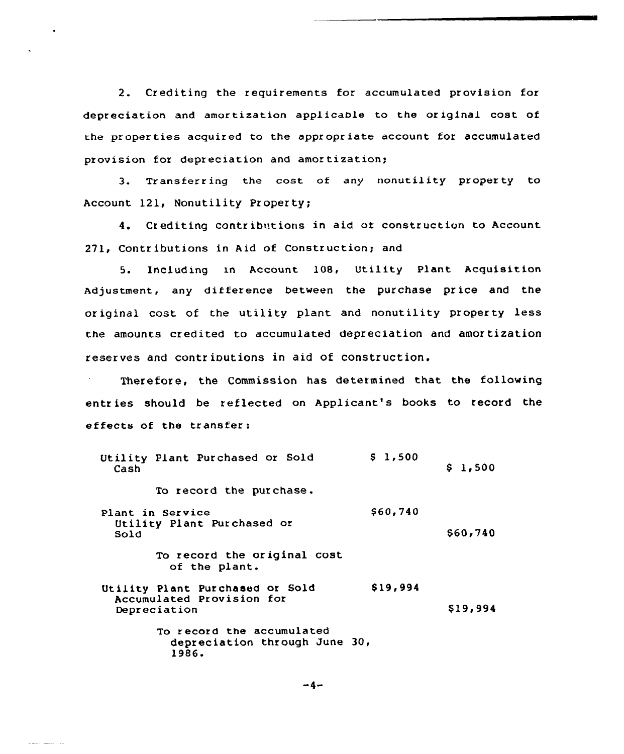2. Crediting the requirements for accumulated provision for depreciation and amortization applicable to the original cost of the properties acquired to the appropriate account for accumulated provision for depreciation and amortization;

3. Transferring the cost of any nonutility property to Account 121, Nonutility Property;

4. Crediting contributions in aid or construction to Account 271, Contributions in Aid of Construction; and

5. Including in Account 108, Utility Plant Acquisition Adjustment, any difference between the purchase price and the original cost of the utility plant and nonutility property less the amounts credited to accumulated depreciation and amortization reserves and contributions in aid of construction.

Therefore, the Commission has determined that the following entries should be reflected on Applicant's books to record the effects of the transfer:

| | | |
|---|---|---|
| Utility Plant Purchased or Sold | $ 1,500 | |
| Cash | | $ 1,500 |
| To record the purchase. | | |
| Plant in Service | $60,740 | |
| Utility Plant Purchased or Sold | | $60,740 |
| To record the original cost of the plant. | | |
| Utility Plant Purchased or Sold | $19,994 | |
| Accumulated Provision for Depreciation | | $19,994 |
| To record the accumulated depreciation through June 30, 1986. | | |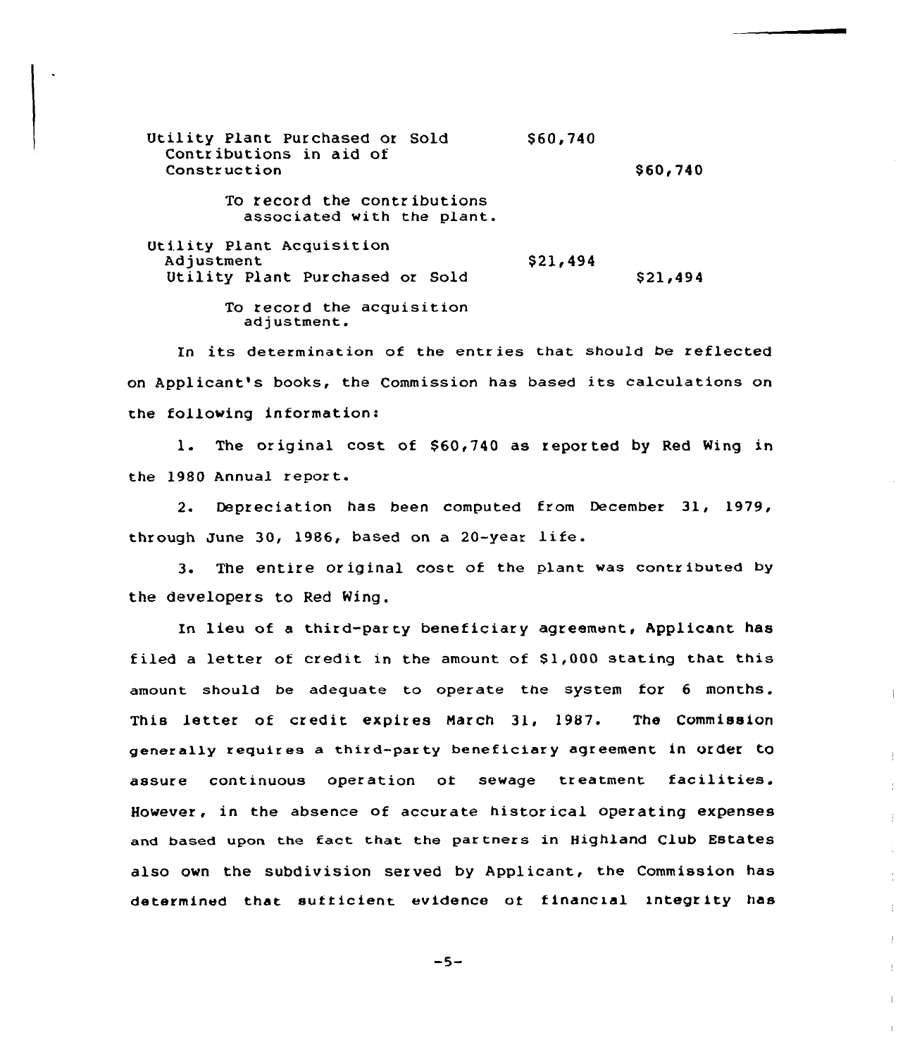| | | |
|---|---|---|
| Utility Plant Purchased or Sold | $60,740 | |
| Contributions in aid of Construction | | $60,740 |
| To record the contributions associated with the plant. | | |
| Utility Plant Acquisition Adjustment | $21,494 | |
| Utility Plant Purchased or Sold | | $21,494 |
| To record the acquisition adjustment. | | |

In its determination of the entries that should be reflected on Applicant's books, the Commission has based its calculations on the following information:

1. The original cost of $60,740 as reported by Red Wing in the 1980 Annual report.

2. Depreciation has been computed from December 31, 1979, through June 30, 1986, based on a 20-year life.

3. The entire original cost of the plant was contributed by the developers to Red Wing.

In lieu of a third-party beneficiary agreement, Applicant has filed a letter of credit in the amount of $1,000 stating that this amount should be adequate to operate the system for 6 months. This letter of credit expires March 31, 1987. The Commission generally requires a third-party beneficiary agreement in order to assure continuous operation of sewage treatment facilities. However, in the absence of accurate historical operating expenses and based upon the fact that the partners in Highland Club Estates also own the subdivision served by Applicant, the Commission has determined that sufficient evidence of financial integrity has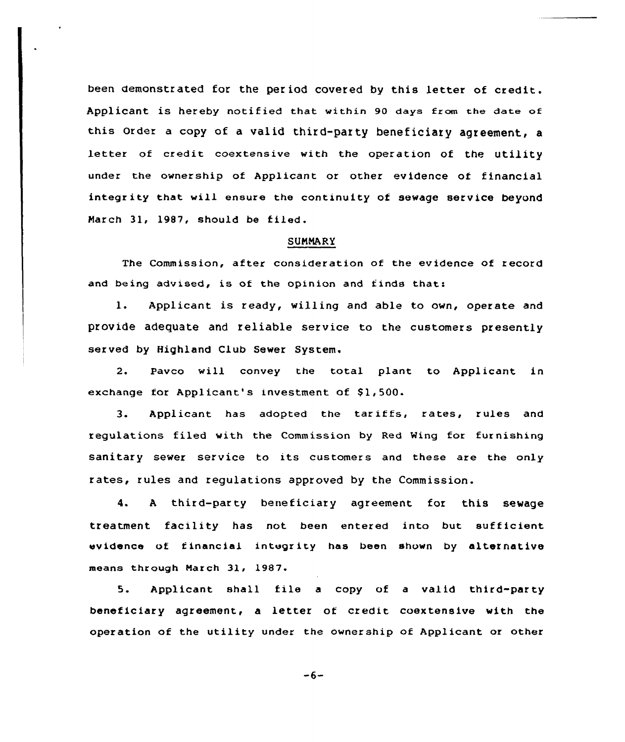been demonstrated for the period covered by this letter of credit. Applicant is hereby notified that within 90 days from the date of this Order a copy of a valid third-party beneficiary agreement, a letter of credit coextensive with the operation of the utility under the ownership of Applicant or other evidence of financial integrity that will ensure the continuity of sewage service beyond March 31, 1987, should be filed.

## SUMMARY

The Commission, after consideration of the evidence of record and being advised, is of the opinion and finds that:

1. Applicant is ready, willing and able to own, operate and provide adequate and reliable service to the customers presently served by Highland Club Sewer System.

2. Pavco will convey the total plant to Applicant in exchange for Applicant's investment of $1,500.

3. Applicant has adopted the tariffs, rates, rules and regulations filed with the Commission by Red Wing for furnishing sanitary sewer service to its customers and these are the only rates, rules and regulations approved by the Commission.

4. A third-party beneficiary agreement for this sewage treatment facility has not been entered into but sufficient evidence of financial integrity has been shown by alternative means through March 31, 1987.

5. Applicant shall file a copy of a valid third-party beneficiary agreement, a letter of credit coextensive with the operation of the utility under the ownership of Applicant or other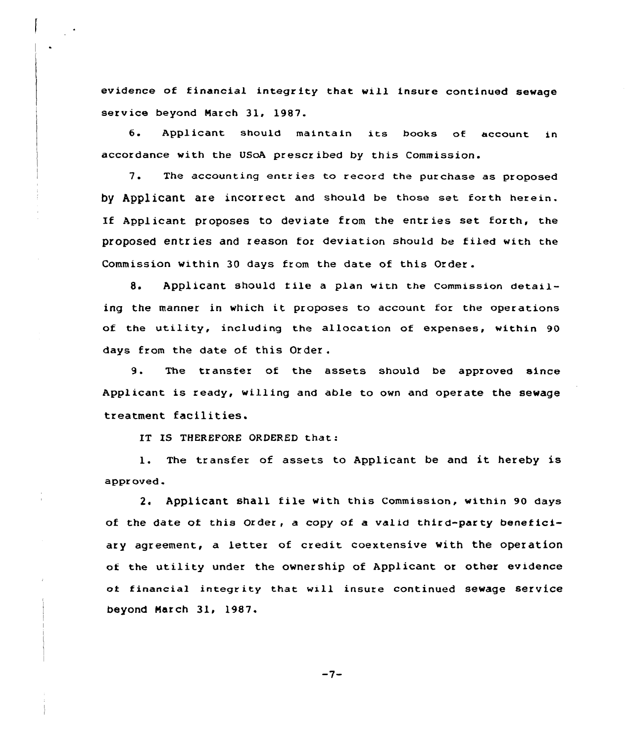evidence of financial integrity that will insure continued sewage service beyond March 31, 1987.

6. Applicant should maintain its books of account in accordance with the USoA prescribed by this Commission.

7. The accounting entries to record the purchase as proposed by Applicant are incorrect and should be those set forth herein. If Applicant proposes to deviate from the entries set forth, the proposed entries and reason for deviation should be filed with the Commission within 30 days from the date of this Order.

8. Applicant should file a plan with the Commission detailing the manner in which it proposes to account for the operations of the utility, including the allocation of expenses, within 90 days from the date of this Order.

9. The transfer of the assets should be approved since Applicant is ready, willing and able to own and operate the sewage treatment facilities.

IT IS THEREFORE ORDERED that:

1. The transfer of assets to Applicant be and it hereby is approved.

2. Applicant shall file with this Commission, within 90 days of the date of this Order, a copy of a valid third-party beneficiary agreement, a letter of credit coextensive with the operation of the utility under the ownership of Applicant or other evidence of financial integrity that will insure continued sewage service beyond March 31, 1987.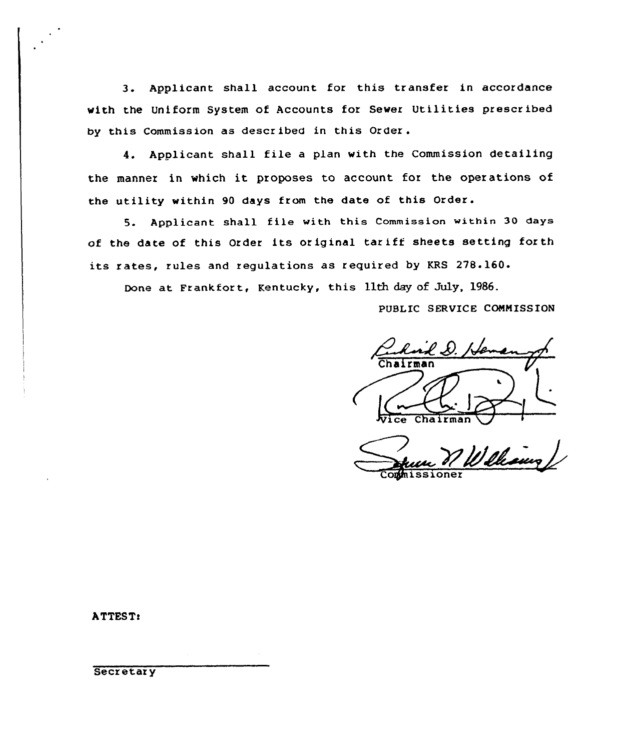3. Applicant shall account for this transfer in accordance with the Uniform System of Accounts for Sewer Utilities prescribed by this Commission as described in this Order.

4. Applicant shall file a plan with the Commission detailing the manner in which it proposes to account for the operations of the utility within 90 days from the date of this Order.

5. Applicant shall file with this Commission within 30 days of the date of this Order its original tariff sheets setting forth its rates, rules and regulations as required by KRS 278.160.

Done at Frankfort, Kentucky, this 11th day of July, 1986.

PUBLIC SERVICE COMMISSION

Chairman

Vice Chairman

Commissioner

ATTEST:

Secretary